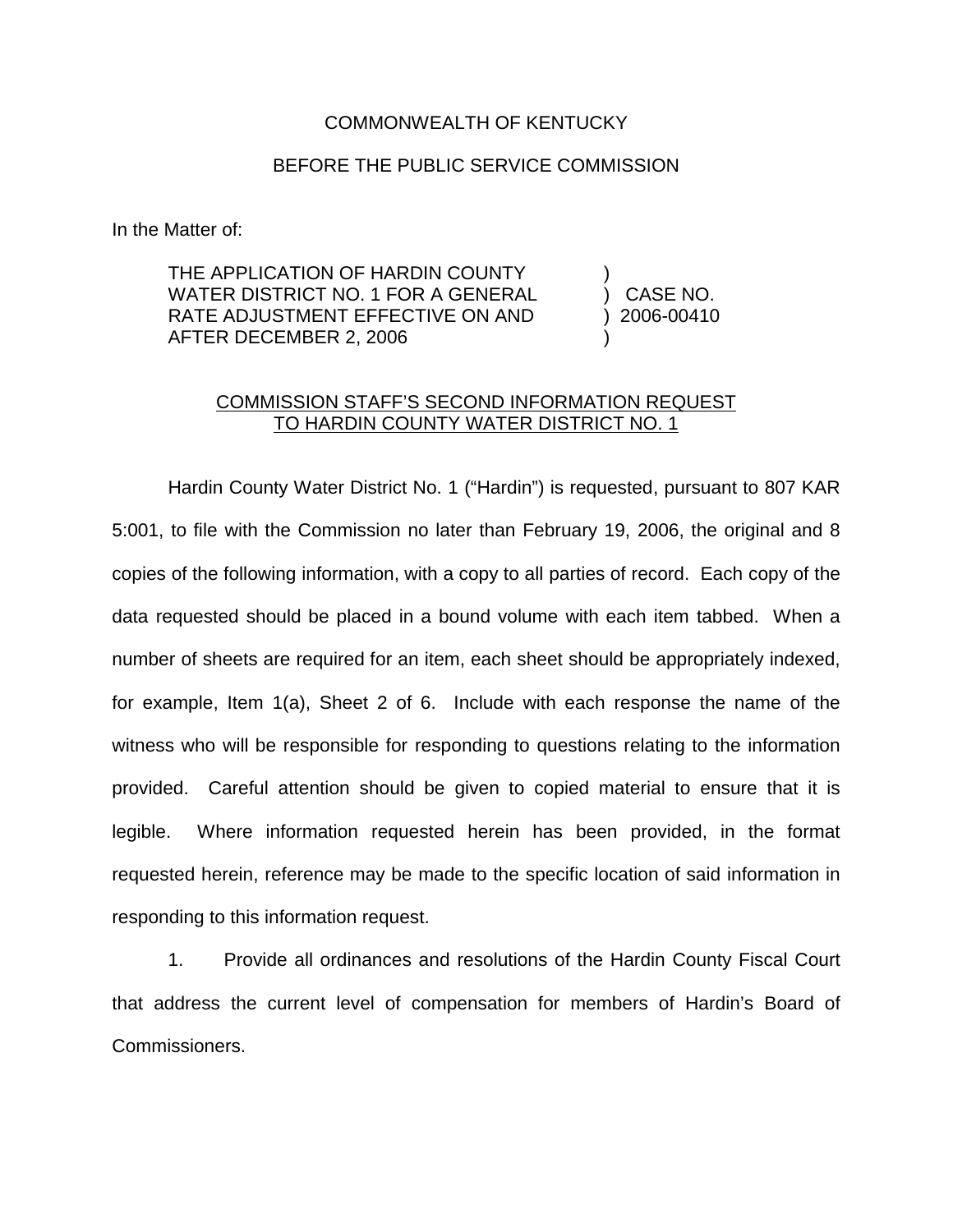COMMONWEALTH OF KENTUCKY

BEFORE THE PUBLIC SERVICE COMMISSION

In the Matter of:

| | | |
|---|---|---|
| THE APPLICATION OF HARDIN COUNTY WATER DISTRICT NO. 1 FOR A GENERAL RATE ADJUSTMENT EFFECTIVE ON AND AFTER DECEMBER 2, 2006 | ) ) ) ) | CASE NO. 2006-00410 |

COMMISSION STAFF'S SECOND INFORMATION REQUEST TO HARDIN COUNTY WATER DISTRICT NO. 1

Hardin County Water District No. 1 ("Hardin") is requested, pursuant to 807 KAR 5:001, to file with the Commission no later than February 19, 2006, the original and 8 copies of the following information, with a copy to all parties of record. Each copy of the data requested should be placed in a bound volume with each item tabbed. When a number of sheets are required for an item, each sheet should be appropriately indexed, for example, Item 1(a), Sheet 2 of 6. Include with each response the name of the witness who will be responsible for responding to questions relating to the information provided. Careful attention should be given to copied material to ensure that it is legible. Where information requested herein has been provided, in the format requested herein, reference may be made to the specific location of said information in responding to this information request.

1. Provide all ordinances and resolutions of the Hardin County Fiscal Court that address the current level of compensation for members of Hardin's Board of Commissioners.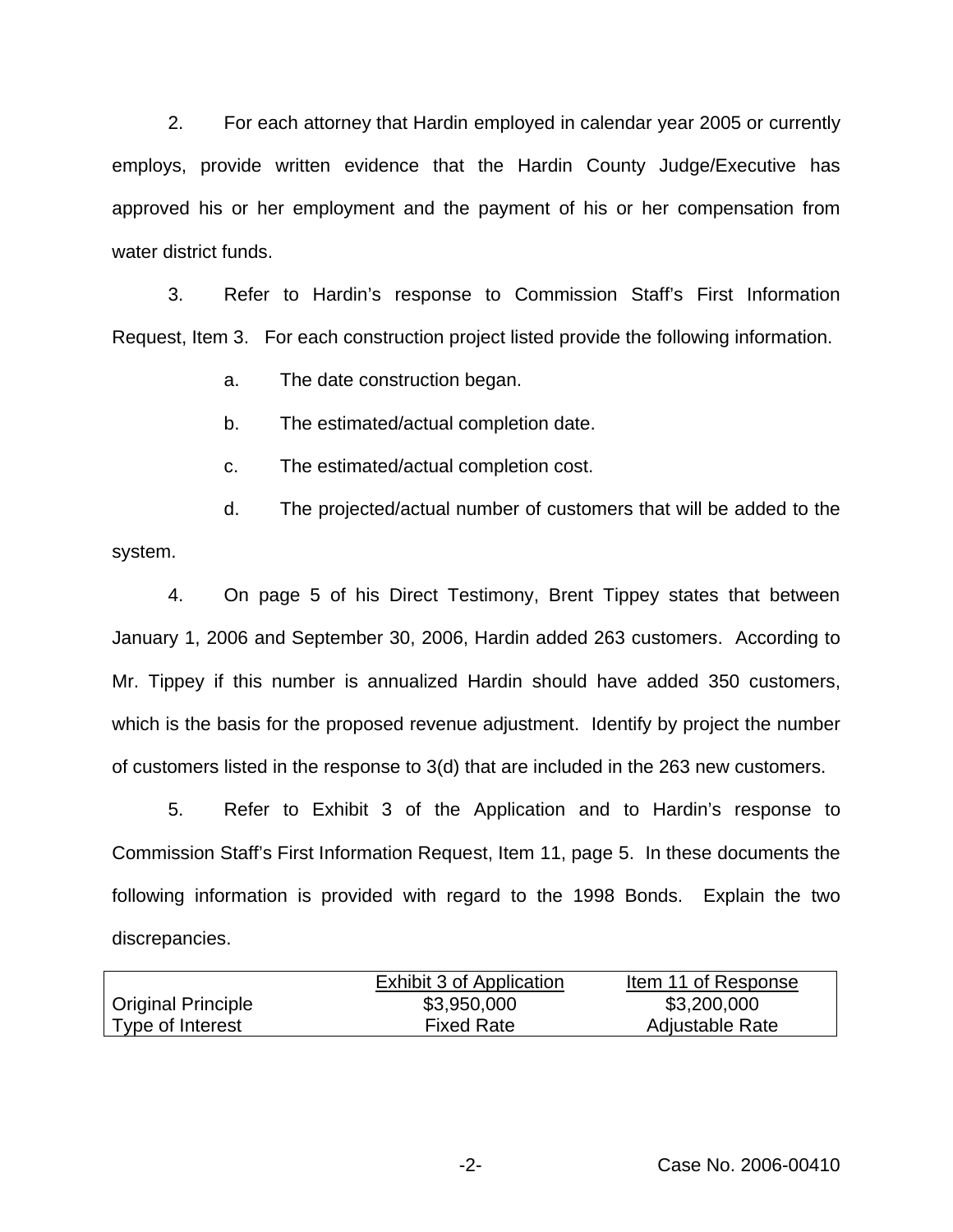2. For each attorney that Hardin employed in calendar year 2005 or currently employs, provide written evidence that the Hardin County Judge/Executive has approved his or her employment and the payment of his or her compensation from water district funds.

3. Refer to Hardin's response to Commission Staff's First Information Request, Item 3. For each construction project listed provide the following information.

   a. The date construction began.

   b. The estimated/actual completion date.

   c. The estimated/actual completion cost.

   d. The projected/actual number of customers that will be added to the system.

4. On page 5 of his Direct Testimony, Brent Tippey states that between January 1, 2006 and September 30, 2006, Hardin added 263 customers. According to Mr. Tippey if this number is annualized Hardin should have added 350 customers, which is the basis for the proposed revenue adjustment. Identify by project the number of customers listed in the response to 3(d) that are included in the 263 new customers.

5. Refer to Exhibit 3 of the Application and to Hardin's response to Commission Staff's First Information Request, Item 11, page 5. In these documents the following information is provided with regard to the 1998 Bonds. Explain the two discrepancies.

| | Exhibit 3 of Application | Item 11 of Response |
|---|---|---|
| Original Principle | \$3,950,000 | \$3,200,000 |
| Type of Interest | Fixed Rate | Adjustable Rate |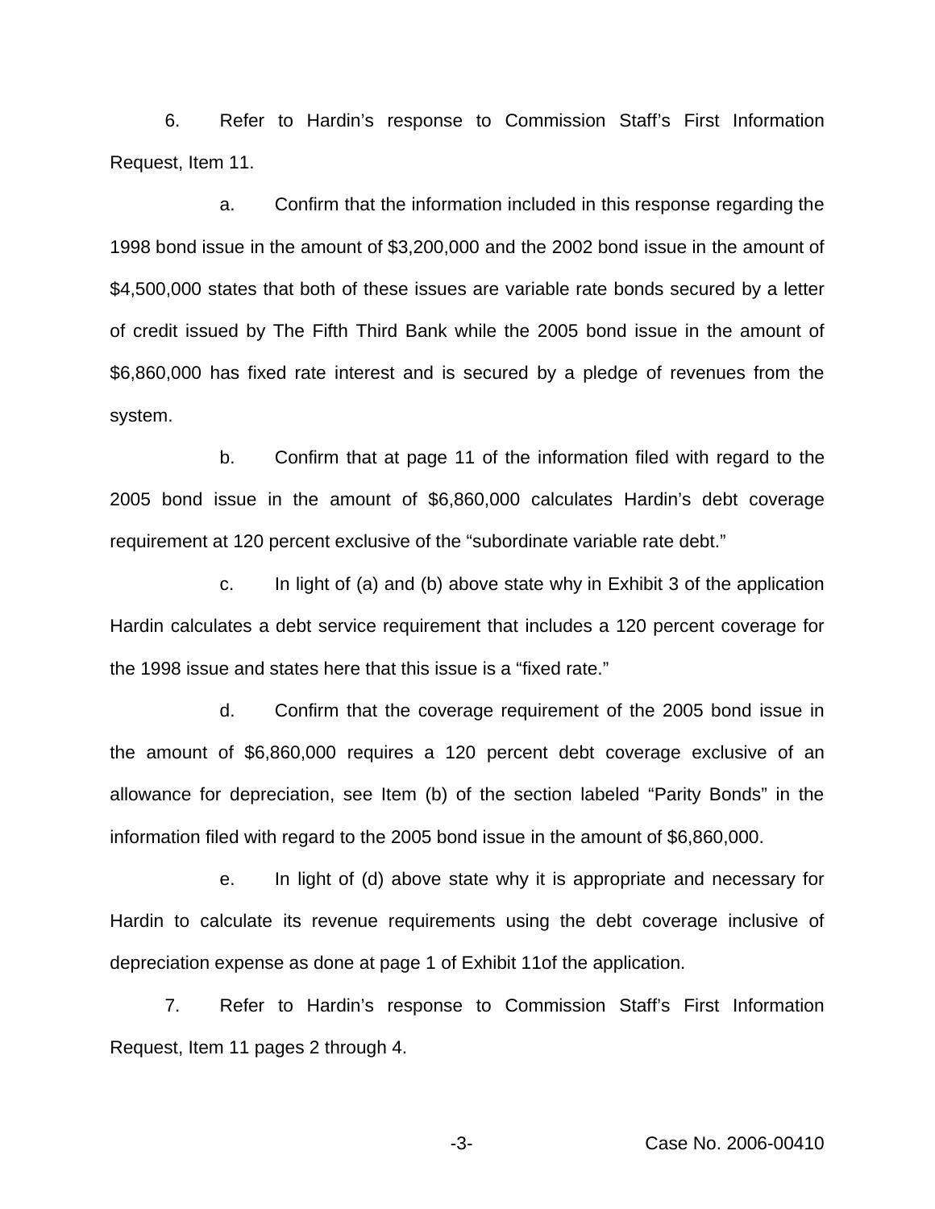6. Refer to Hardin's response to Commission Staff's First Information Request, Item 11.

a. Confirm that the information included in this response regarding the 1998 bond issue in the amount of $3,200,000 and the 2002 bond issue in the amount of $4,500,000 states that both of these issues are variable rate bonds secured by a letter of credit issued by The Fifth Third Bank while the 2005 bond issue in the amount of $6,860,000 has fixed rate interest and is secured by a pledge of revenues from the system.

b. Confirm that at page 11 of the information filed with regard to the 2005 bond issue in the amount of $6,860,000 calculates Hardin's debt coverage requirement at 120 percent exclusive of the "subordinate variable rate debt."

c. In light of (a) and (b) above state why in Exhibit 3 of the application Hardin calculates a debt service requirement that includes a 120 percent coverage for the 1998 issue and states here that this issue is a "fixed rate."

d. Confirm that the coverage requirement of the 2005 bond issue in the amount of $6,860,000 requires a 120 percent debt coverage exclusive of an allowance for depreciation, see Item (b) of the section labeled "Parity Bonds" in the information filed with regard to the 2005 bond issue in the amount of $6,860,000.

e. In light of (d) above state why it is appropriate and necessary for Hardin to calculate its revenue requirements using the debt coverage inclusive of depreciation expense as done at page 1 of Exhibit 11of the application.

7. Refer to Hardin's response to Commission Staff's First Information Request, Item 11 pages 2 through 4.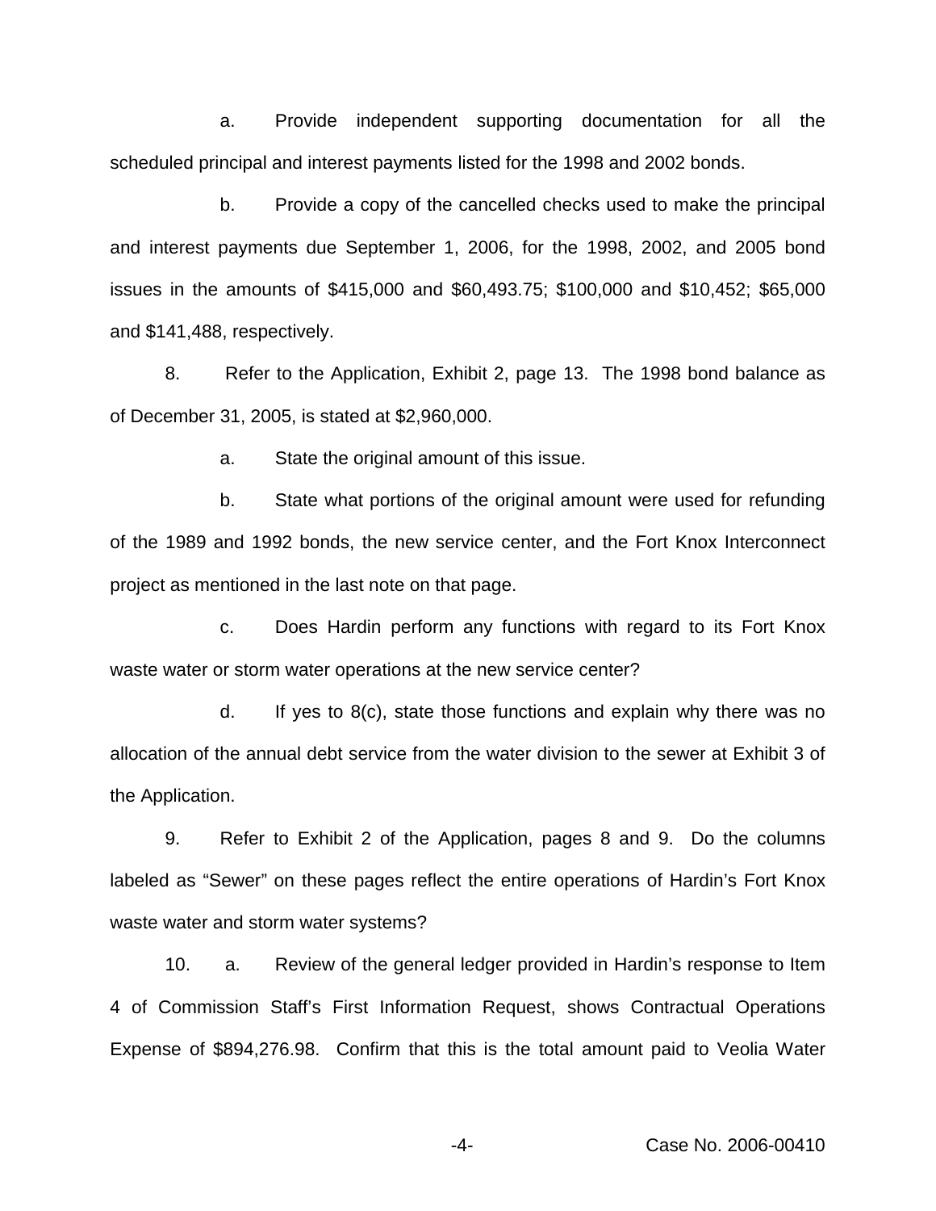a. Provide independent supporting documentation for all the scheduled principal and interest payments listed for the 1998 and 2002 bonds.

b. Provide a copy of the cancelled checks used to make the principal and interest payments due September 1, 2006, for the 1998, 2002, and 2005 bond issues in the amounts of $415,000 and $60,493.75; $100,000 and $10,452; $65,000 and $141,488, respectively.

8. Refer to the Application, Exhibit 2, page 13. The 1998 bond balance as of December 31, 2005, is stated at $2,960,000.

a. State the original amount of this issue.

b. State what portions of the original amount were used for refunding of the 1989 and 1992 bonds, the new service center, and the Fort Knox Interconnect project as mentioned in the last note on that page.

c. Does Hardin perform any functions with regard to its Fort Knox waste water or storm water operations at the new service center?

d. If yes to 8(c), state those functions and explain why there was no allocation of the annual debt service from the water division to the sewer at Exhibit 3 of the Application.

9. Refer to Exhibit 2 of the Application, pages 8 and 9. Do the columns labeled as "Sewer" on these pages reflect the entire operations of Hardin's Fort Knox waste water and storm water systems?

10. a. Review of the general ledger provided in Hardin's response to Item 4 of Commission Staff's First Information Request, shows Contractual Operations Expense of $894,276.98. Confirm that this is the total amount paid to Veolia Water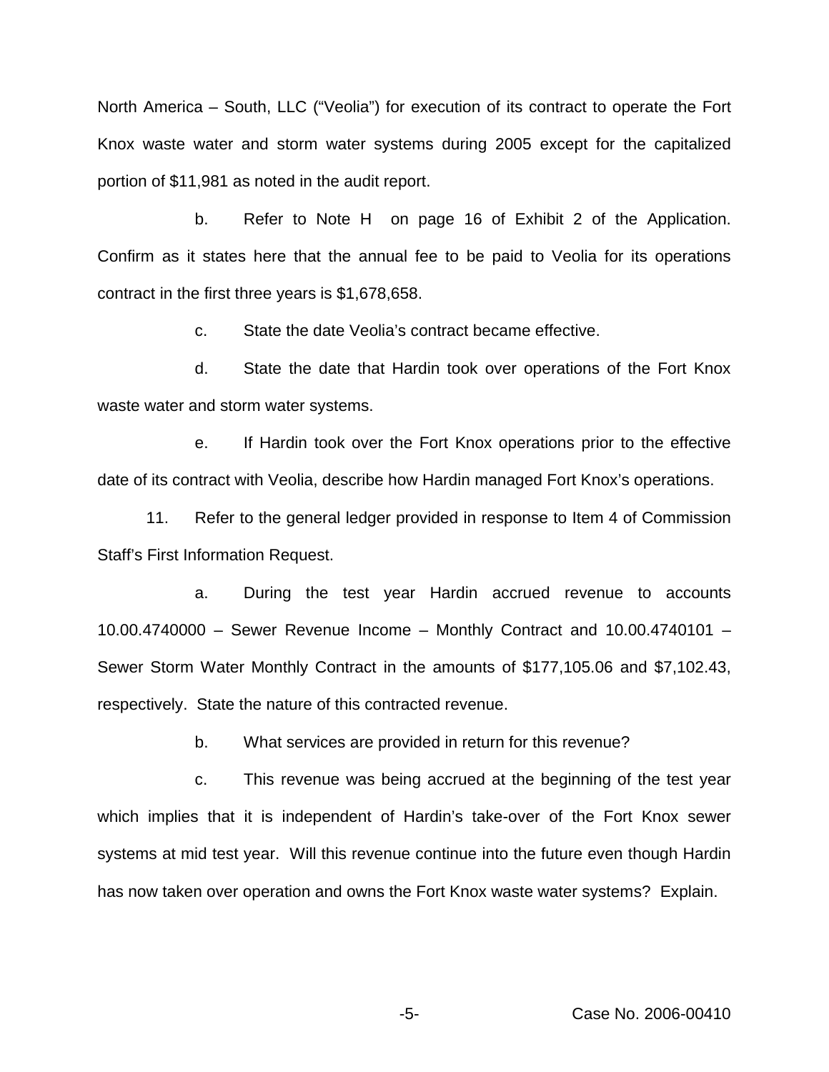North America – South, LLC ("Veolia") for execution of its contract to operate the Fort Knox waste water and storm water systems during 2005 except for the capitalized portion of $11,981 as noted in the audit report.

b. Refer to Note H on page 16 of Exhibit 2 of the Application. Confirm as it states here that the annual fee to be paid to Veolia for its operations contract in the first three years is $1,678,658.

c. State the date Veolia's contract became effective.

d. State the date that Hardin took over operations of the Fort Knox waste water and storm water systems.

e. If Hardin took over the Fort Knox operations prior to the effective date of its contract with Veolia, describe how Hardin managed Fort Knox's operations.

11. Refer to the general ledger provided in response to Item 4 of Commission Staff's First Information Request.

a. During the test year Hardin accrued revenue to accounts 10.00.4740000 – Sewer Revenue Income – Monthly Contract and 10.00.4740101 – Sewer Storm Water Monthly Contract in the amounts of $177,105.06 and $7,102.43, respectively. State the nature of this contracted revenue.

b. What services are provided in return for this revenue?

c. This revenue was being accrued at the beginning of the test year which implies that it is independent of Hardin's take-over of the Fort Knox sewer systems at mid test year. Will this revenue continue into the future even though Hardin has now taken over operation and owns the Fort Knox waste water systems? Explain.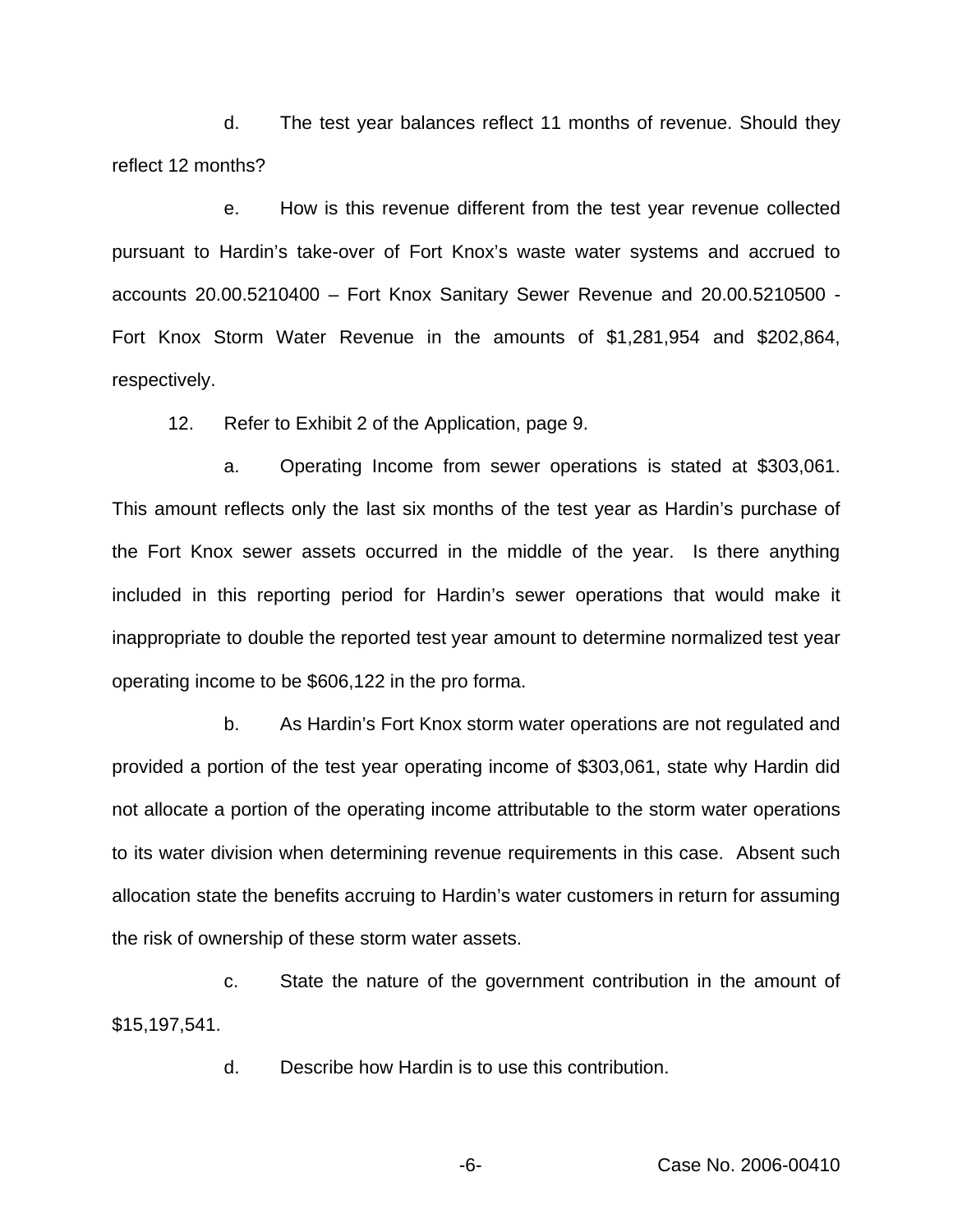d. The test year balances reflect 11 months of revenue. Should they reflect 12 months?

e. How is this revenue different from the test year revenue collected pursuant to Hardin's take-over of Fort Knox's waste water systems and accrued to accounts 20.00.5210400 – Fort Knox Sanitary Sewer Revenue and 20.00.5210500 - Fort Knox Storm Water Revenue in the amounts of $1,281,954 and $202,864, respectively.

12. Refer to Exhibit 2 of the Application, page 9.

a. Operating Income from sewer operations is stated at $303,061. This amount reflects only the last six months of the test year as Hardin's purchase of the Fort Knox sewer assets occurred in the middle of the year. Is there anything included in this reporting period for Hardin's sewer operations that would make it inappropriate to double the reported test year amount to determine normalized test year operating income to be $606,122 in the pro forma.

b. As Hardin's Fort Knox storm water operations are not regulated and provided a portion of the test year operating income of $303,061, state why Hardin did not allocate a portion of the operating income attributable to the storm water operations to its water division when determining revenue requirements in this case. Absent such allocation state the benefits accruing to Hardin's water customers in return for assuming the risk of ownership of these storm water assets.

c. State the nature of the government contribution in the amount of $15,197,541.

d. Describe how Hardin is to use this contribution.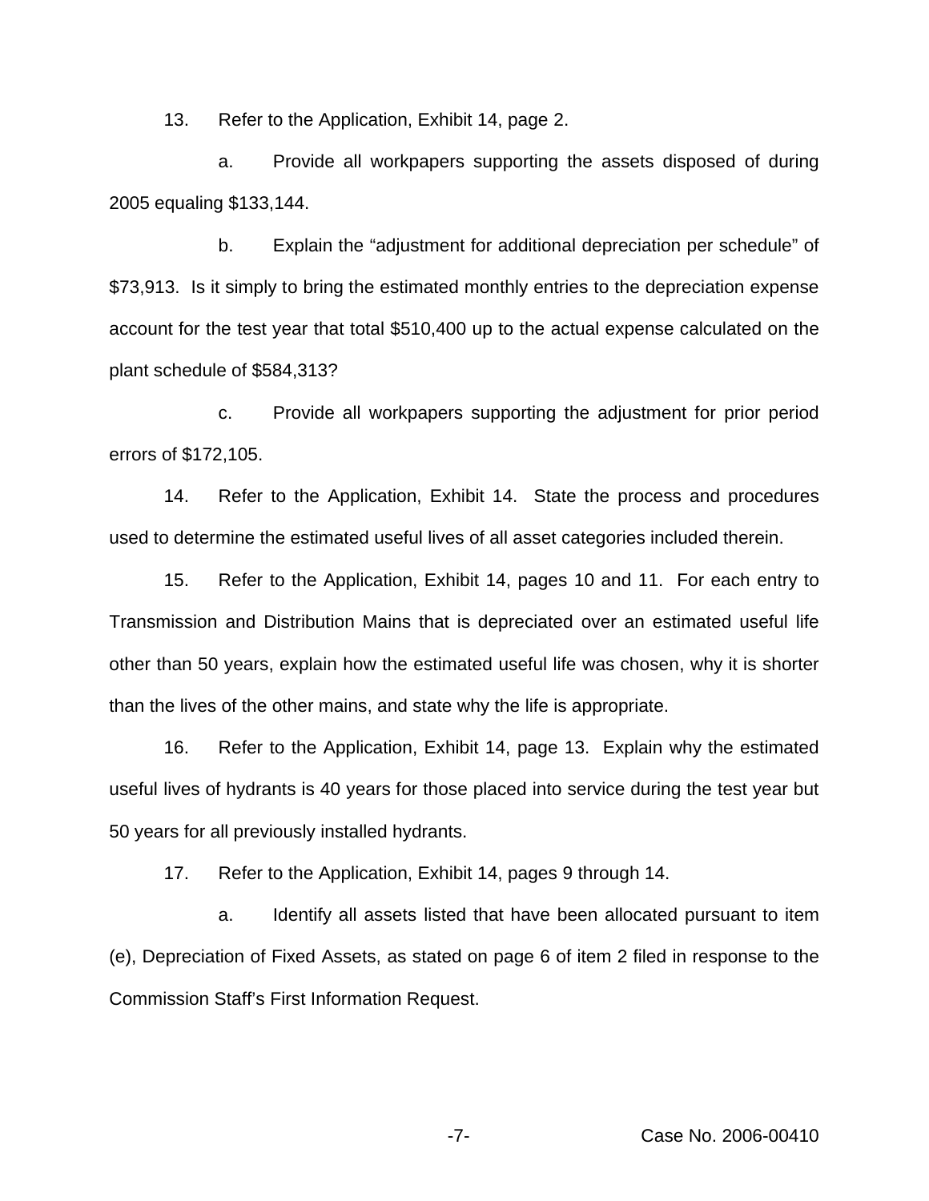13. Refer to the Application, Exhibit 14, page 2.

a. Provide all workpapers supporting the assets disposed of during 2005 equaling $133,144.

b. Explain the "adjustment for additional depreciation per schedule" of $73,913. Is it simply to bring the estimated monthly entries to the depreciation expense account for the test year that total $510,400 up to the actual expense calculated on the plant schedule of $584,313?

c. Provide all workpapers supporting the adjustment for prior period errors of $172,105.

14. Refer to the Application, Exhibit 14. State the process and procedures used to determine the estimated useful lives of all asset categories included therein.

15. Refer to the Application, Exhibit 14, pages 10 and 11. For each entry to Transmission and Distribution Mains that is depreciated over an estimated useful life other than 50 years, explain how the estimated useful life was chosen, why it is shorter than the lives of the other mains, and state why the life is appropriate.

16. Refer to the Application, Exhibit 14, page 13. Explain why the estimated useful lives of hydrants is 40 years for those placed into service during the test year but 50 years for all previously installed hydrants.

17. Refer to the Application, Exhibit 14, pages 9 through 14.

a. Identify all assets listed that have been allocated pursuant to item (e), Depreciation of Fixed Assets, as stated on page 6 of item 2 filed in response to the Commission Staff's First Information Request.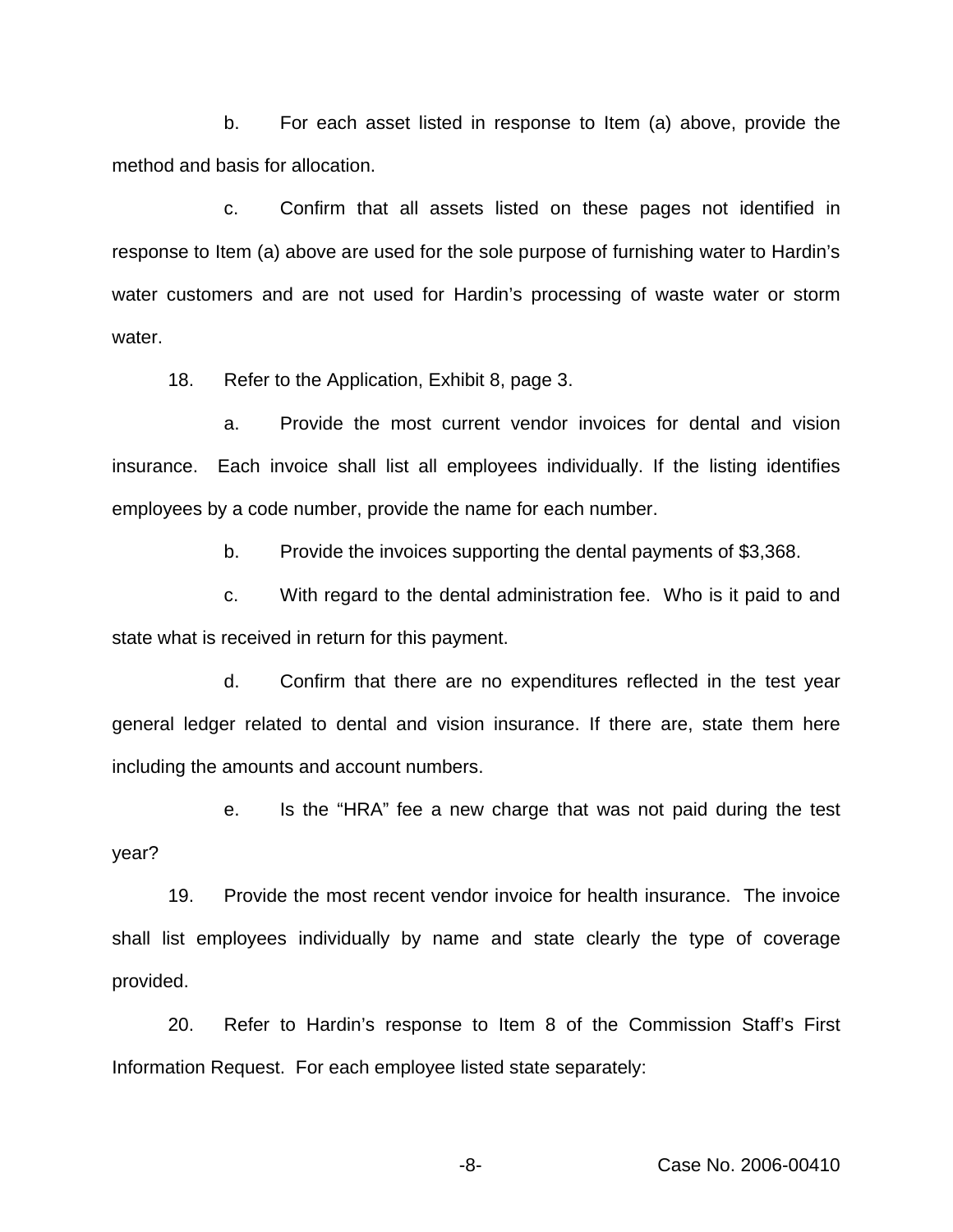b. For each asset listed in response to Item (a) above, provide the method and basis for allocation.

c. Confirm that all assets listed on these pages not identified in response to Item (a) above are used for the sole purpose of furnishing water to Hardin's water customers and are not used for Hardin's processing of waste water or storm water.

18. Refer to the Application, Exhibit 8, page 3.

a. Provide the most current vendor invoices for dental and vision insurance. Each invoice shall list all employees individually. If the listing identifies employees by a code number, provide the name for each number.

b. Provide the invoices supporting the dental payments of $3,368.

c. With regard to the dental administration fee. Who is it paid to and state what is received in return for this payment.

d. Confirm that there are no expenditures reflected in the test year general ledger related to dental and vision insurance. If there are, state them here including the amounts and account numbers.

e. Is the "HRA" fee a new charge that was not paid during the test year?

19. Provide the most recent vendor invoice for health insurance. The invoice shall list employees individually by name and state clearly the type of coverage provided.

20. Refer to Hardin's response to Item 8 of the Commission Staff's First Information Request. For each employee listed state separately: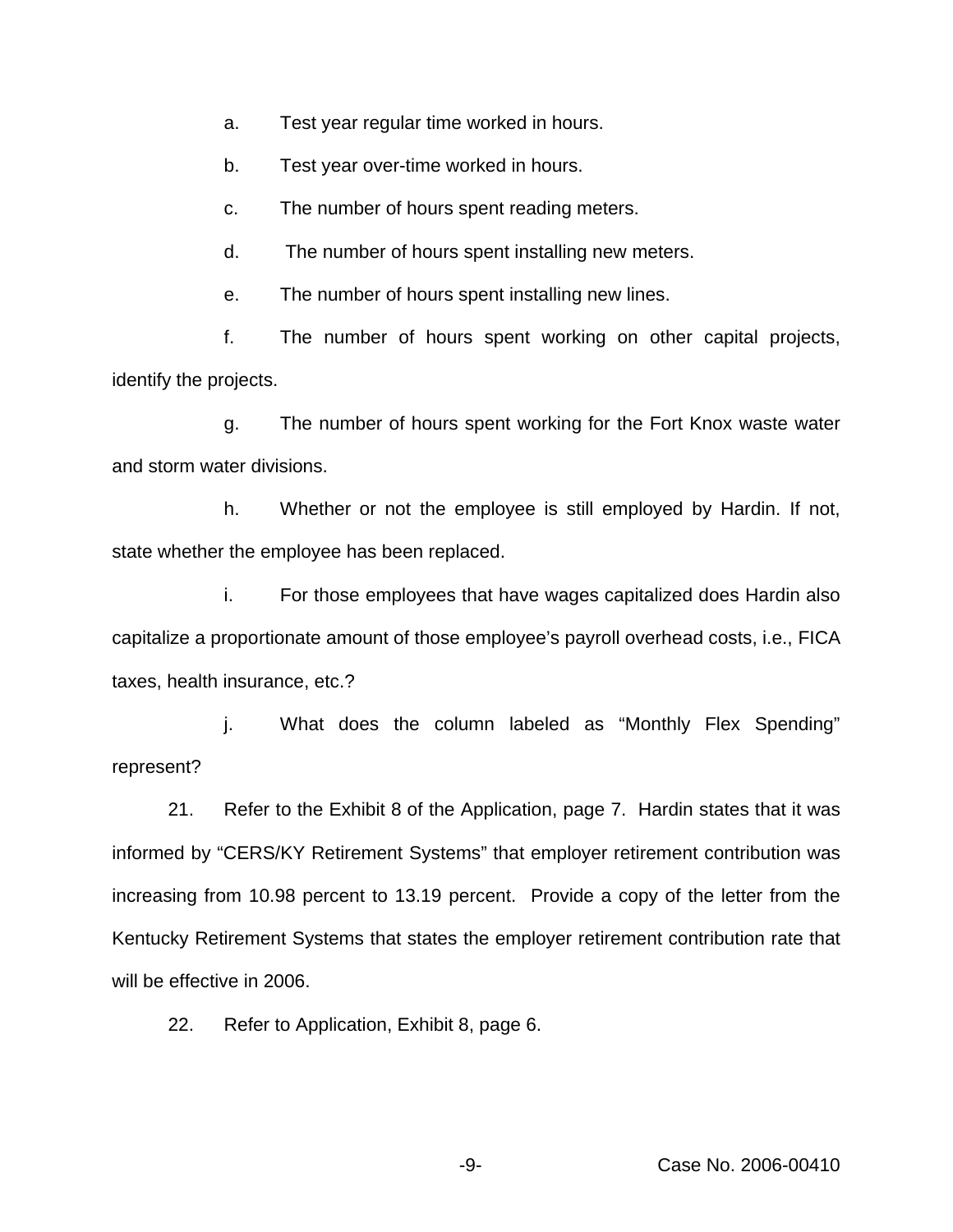a. Test year regular time worked in hours.

b. Test year over-time worked in hours.

c. The number of hours spent reading meters.

d. The number of hours spent installing new meters.

e. The number of hours spent installing new lines.

f. The number of hours spent working on other capital projects, identify the projects.

g. The number of hours spent working for the Fort Knox waste water and storm water divisions.

h. Whether or not the employee is still employed by Hardin. If not, state whether the employee has been replaced.

i. For those employees that have wages capitalized does Hardin also capitalize a proportionate amount of those employee's payroll overhead costs, i.e., FICA taxes, health insurance, etc.?

j. What does the column labeled as "Monthly Flex Spending" represent?

21. Refer to the Exhibit 8 of the Application, page 7. Hardin states that it was informed by "CERS/KY Retirement Systems" that employer retirement contribution was increasing from 10.98 percent to 13.19 percent. Provide a copy of the letter from the Kentucky Retirement Systems that states the employer retirement contribution rate that will be effective in 2006.

22. Refer to Application, Exhibit 8, page 6.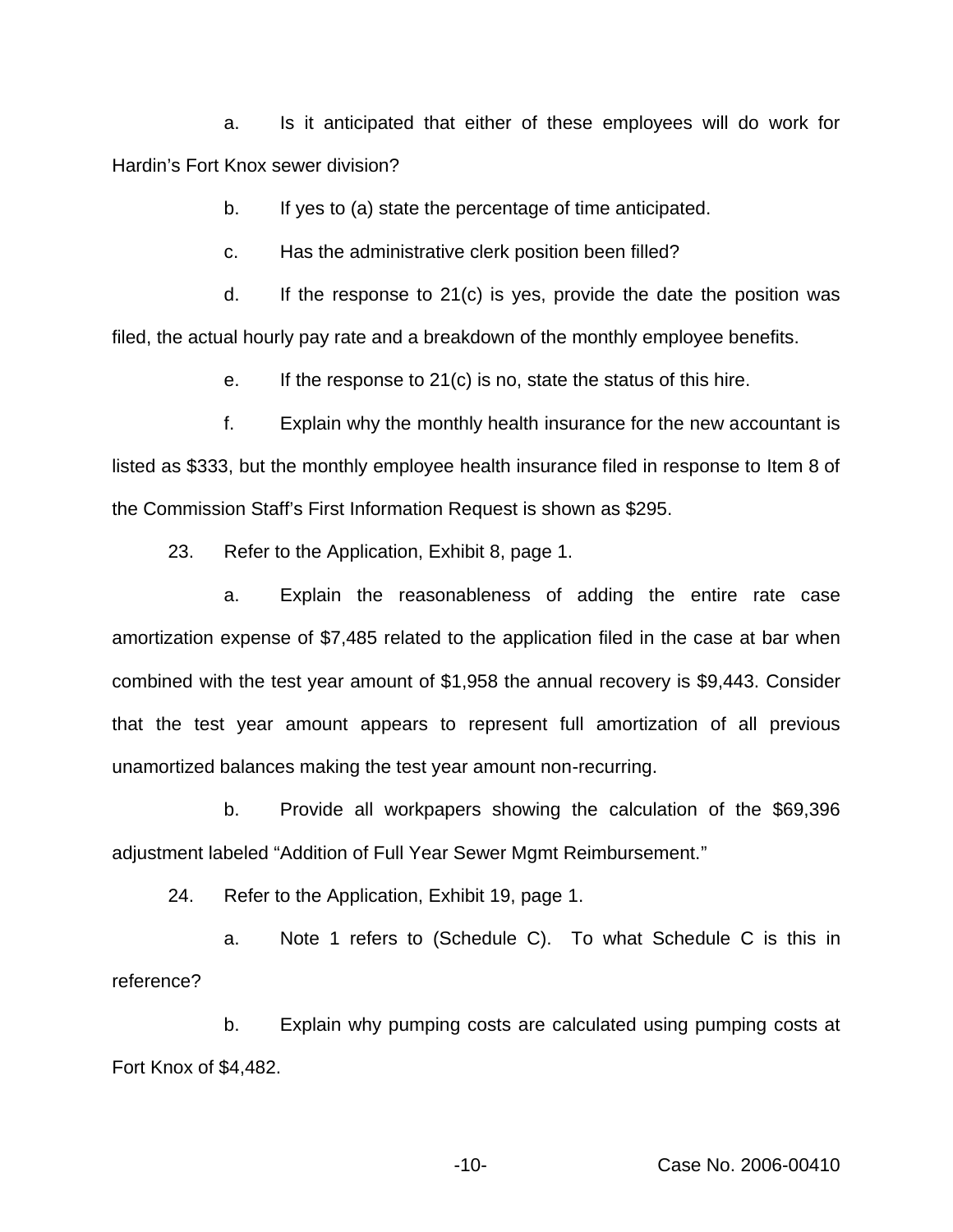a. Is it anticipated that either of these employees will do work for Hardin's Fort Knox sewer division?

b. If yes to (a) state the percentage of time anticipated.

c. Has the administrative clerk position been filled?

d. If the response to 21(c) is yes, provide the date the position was filed, the actual hourly pay rate and a breakdown of the monthly employee benefits.

e. If the response to 21(c) is no, state the status of this hire.

f. Explain why the monthly health insurance for the new accountant is listed as $333, but the monthly employee health insurance filed in response to Item 8 of the Commission Staff's First Information Request is shown as $295.

23. Refer to the Application, Exhibit 8, page 1.

a. Explain the reasonableness of adding the entire rate case amortization expense of $7,485 related to the application filed in the case at bar when combined with the test year amount of $1,958 the annual recovery is $9,443. Consider that the test year amount appears to represent full amortization of all previous unamortized balances making the test year amount non-recurring.

b. Provide all workpapers showing the calculation of the $69,396 adjustment labeled "Addition of Full Year Sewer Mgmt Reimbursement."

24. Refer to the Application, Exhibit 19, page 1.

a. Note 1 refers to (Schedule C). To what Schedule C is this in reference?

b. Explain why pumping costs are calculated using pumping costs at Fort Knox of $4,482.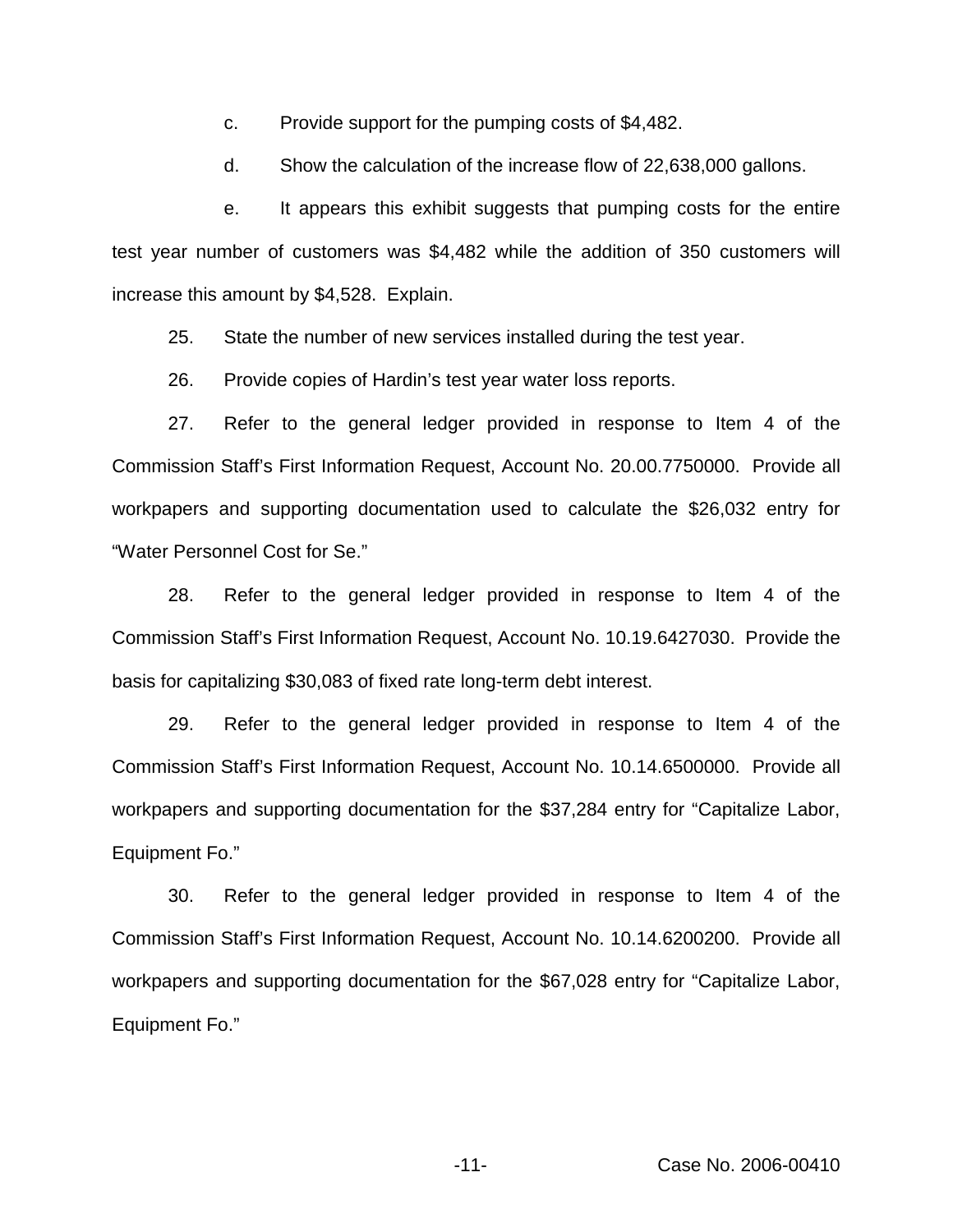c. Provide support for the pumping costs of $4,482.

d. Show the calculation of the increase flow of 22,638,000 gallons.

e. It appears this exhibit suggests that pumping costs for the entire test year number of customers was $4,482 while the addition of 350 customers will increase this amount by $4,528. Explain.

25. State the number of new services installed during the test year.

26. Provide copies of Hardin's test year water loss reports.

27. Refer to the general ledger provided in response to Item 4 of the Commission Staff's First Information Request, Account No. 20.00.7750000. Provide all workpapers and supporting documentation used to calculate the $26,032 entry for "Water Personnel Cost for Se."

28. Refer to the general ledger provided in response to Item 4 of the Commission Staff's First Information Request, Account No. 10.19.6427030. Provide the basis for capitalizing $30,083 of fixed rate long-term debt interest.

29. Refer to the general ledger provided in response to Item 4 of the Commission Staff's First Information Request, Account No. 10.14.6500000. Provide all workpapers and supporting documentation for the $37,284 entry for "Capitalize Labor, Equipment Fo."

30. Refer to the general ledger provided in response to Item 4 of the Commission Staff's First Information Request, Account No. 10.14.6200200. Provide all workpapers and supporting documentation for the $67,028 entry for "Capitalize Labor, Equipment Fo."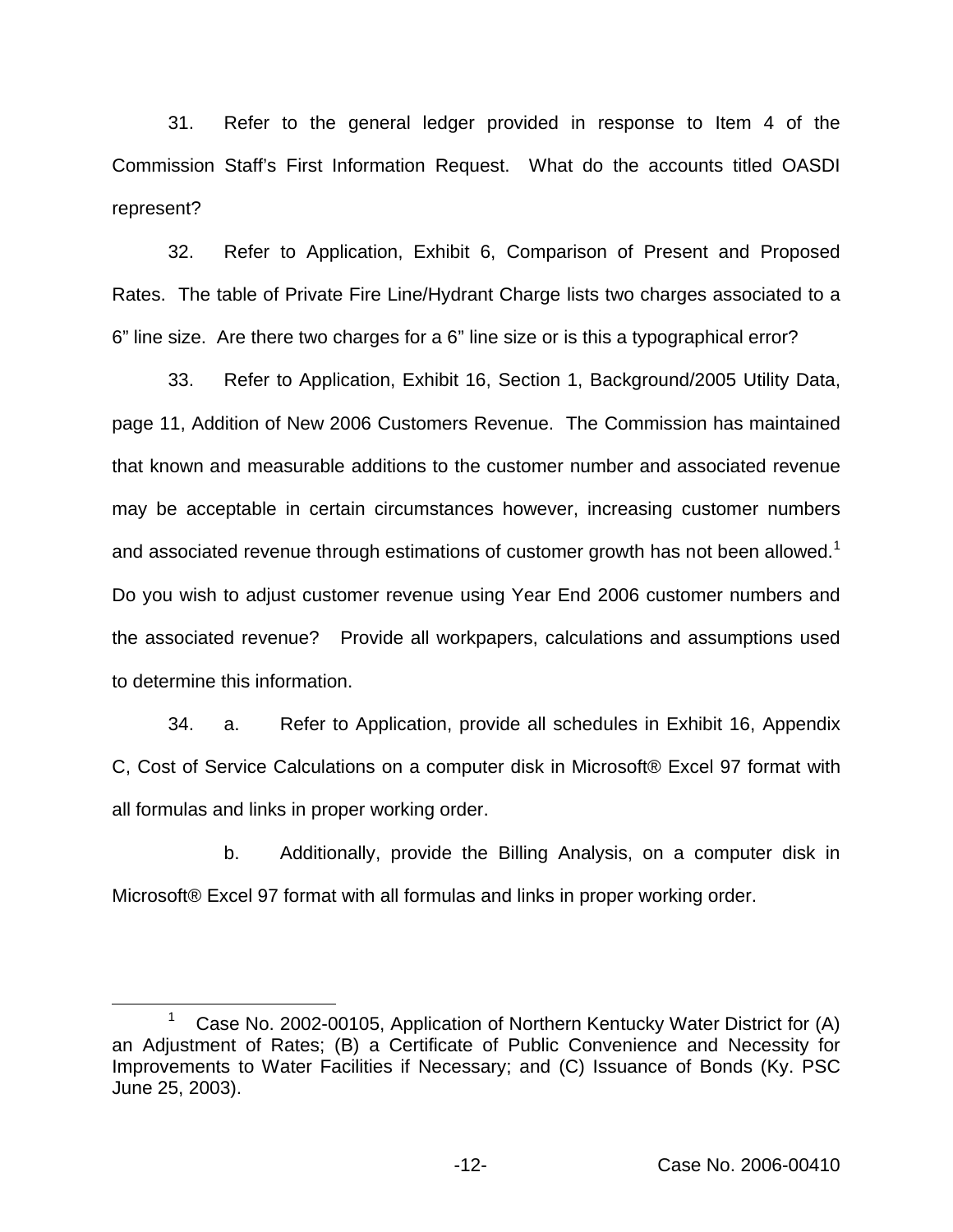31. Refer to the general ledger provided in response to Item 4 of the Commission Staff's First Information Request. What do the accounts titled OASDI represent?

32. Refer to Application, Exhibit 6, Comparison of Present and Proposed Rates. The table of Private Fire Line/Hydrant Charge lists two charges associated to a 6" line size. Are there two charges for a 6" line size or is this a typographical error?

33. Refer to Application, Exhibit 16, Section 1, Background/2005 Utility Data, page 11, Addition of New 2006 Customers Revenue. The Commission has maintained that known and measurable additions to the customer number and associated revenue may be acceptable in certain circumstances however, increasing customer numbers and associated revenue through estimations of customer growth has not been allowed.[1] Do you wish to adjust customer revenue using Year End 2006 customer numbers and the associated revenue? Provide all workpapers, calculations and assumptions used to determine this information.

34. a. Refer to Application, provide all schedules in Exhibit 16, Appendix C, Cost of Service Calculations on a computer disk in Microsoft® Excel 97 format with all formulas and links in proper working order.

b. Additionally, provide the Billing Analysis, on a computer disk in Microsoft® Excel 97 format with all formulas and links in proper working order.

---

[1] Case No. 2002-00105, Application of Northern Kentucky Water District for (A) an Adjustment of Rates; (B) a Certificate of Public Convenience and Necessity for Improvements to Water Facilities if Necessary; and (C) Issuance of Bonds (Ky. PSC June 25, 2003).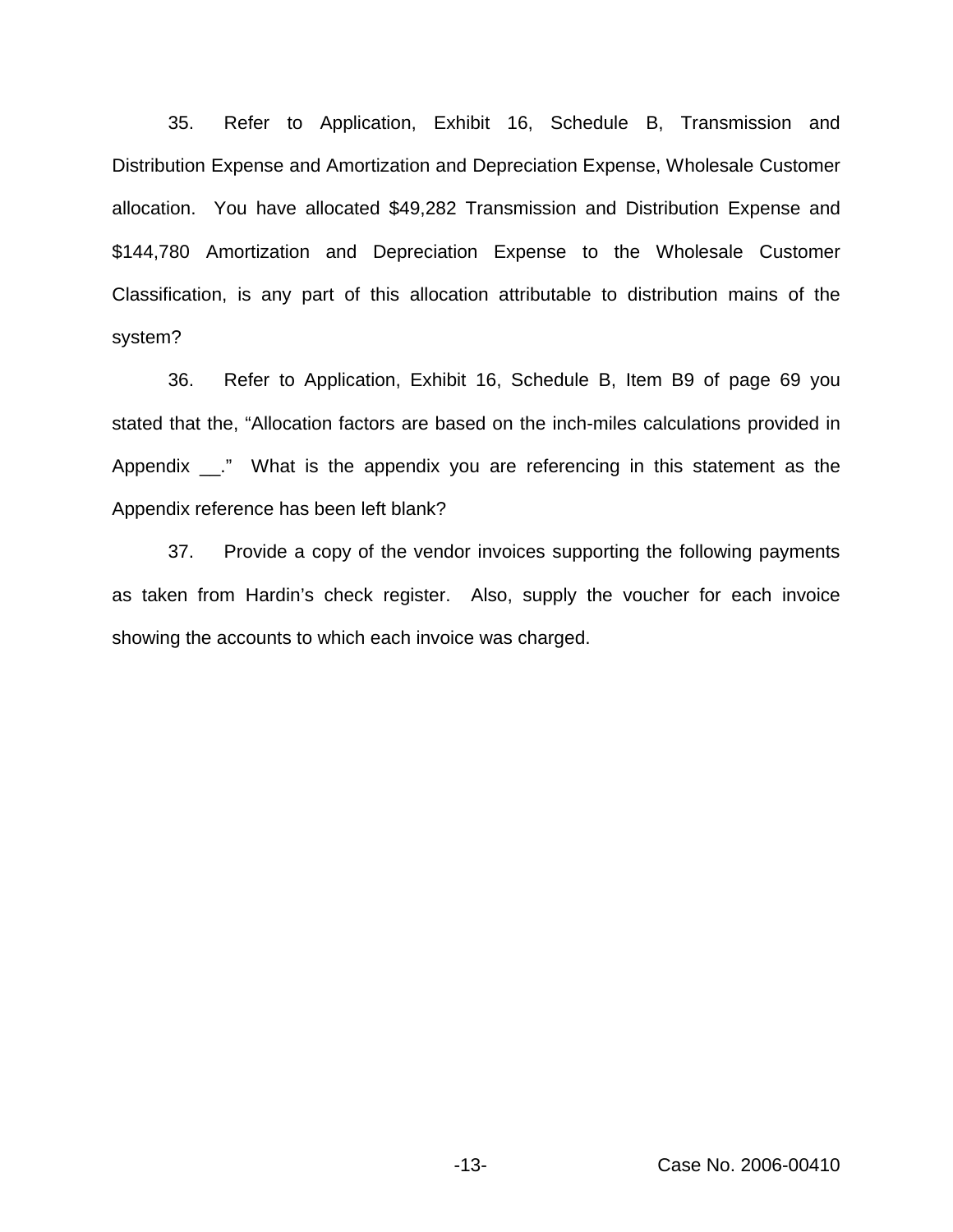35. Refer to Application, Exhibit 16, Schedule B, Transmission and Distribution Expense and Amortization and Depreciation Expense, Wholesale Customer allocation. You have allocated $49,282 Transmission and Distribution Expense and $144,780 Amortization and Depreciation Expense to the Wholesale Customer Classification, is any part of this allocation attributable to distribution mains of the system?

36. Refer to Application, Exhibit 16, Schedule B, Item B9 of page 69 you stated that the, "Allocation factors are based on the inch-miles calculations provided in Appendix __." What is the appendix you are referencing in this statement as the Appendix reference has been left blank?

37. Provide a copy of the vendor invoices supporting the following payments as taken from Hardin's check register. Also, supply the voucher for each invoice showing the accounts to which each invoice was charged.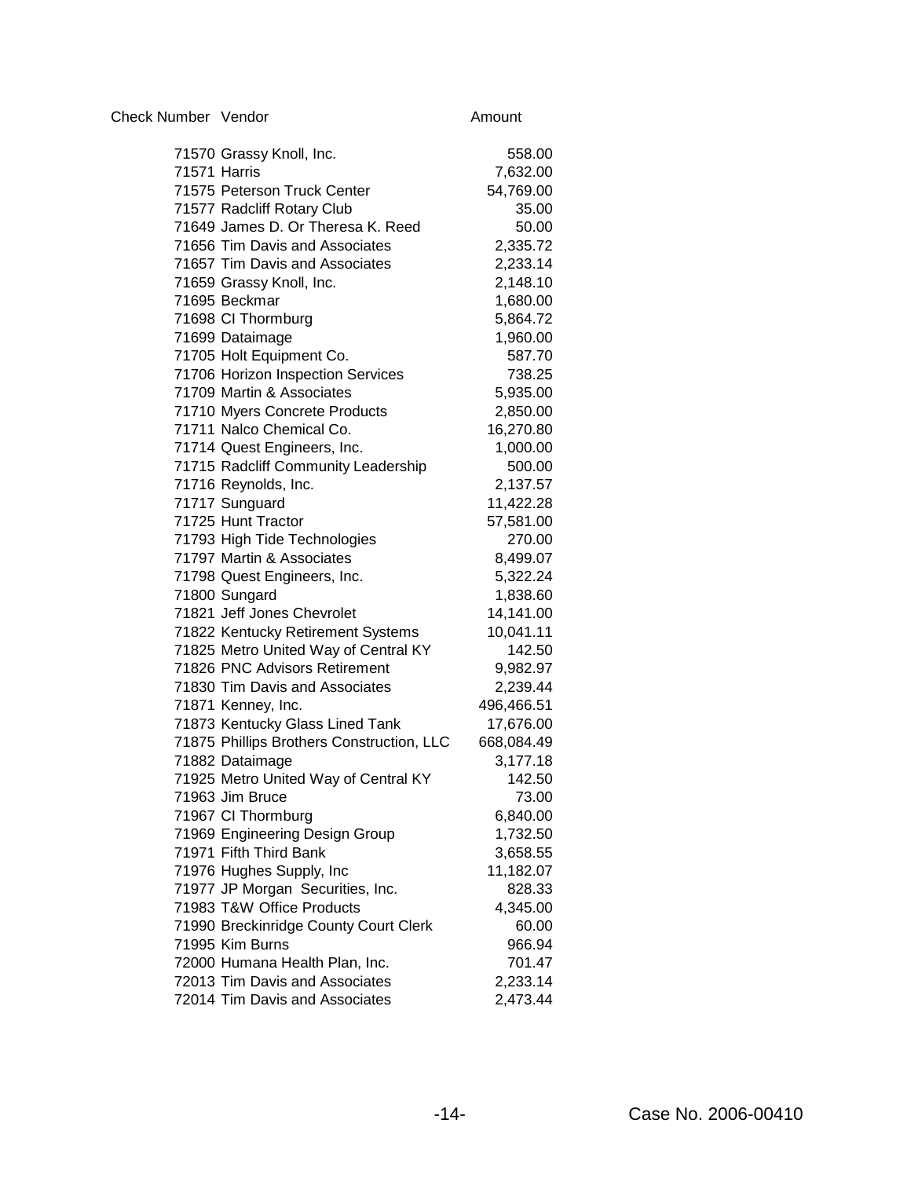| Check Number | Vendor | Amount |
|---|---|---|
| 71570 | Grassy Knoll, Inc. | 558.00 |
| 71571 | Harris | 7,632.00 |
| 71575 | Peterson Truck Center | 54,769.00 |
| 71577 | Radcliff Rotary Club | 35.00 |
| 71649 | James D. Or Theresa K. Reed | 50.00 |
| 71656 | Tim Davis and Associates | 2,335.72 |
| 71657 | Tim Davis and Associates | 2,233.14 |
| 71659 | Grassy Knoll, Inc. | 2,148.10 |
| 71695 | Beckmar | 1,680.00 |
| 71698 | CI Thormburg | 5,864.72 |
| 71699 | Dataimage | 1,960.00 |
| 71705 | Holt Equipment Co. | 587.70 |
| 71706 | Horizon Inspection Services | 738.25 |
| 71709 | Martin & Associates | 5,935.00 |
| 71710 | Myers Concrete Products | 2,850.00 |
| 71711 | Nalco Chemical Co. | 16,270.80 |
| 71714 | Quest Engineers, Inc. | 1,000.00 |
| 71715 | Radcliff Community Leadership | 500.00 |
| 71716 | Reynolds, Inc. | 2,137.57 |
| 71717 | Sunguard | 11,422.28 |
| 71725 | Hunt Tractor | 57,581.00 |
| 71793 | High Tide Technologies | 270.00 |
| 71797 | Martin & Associates | 8,499.07 |
| 71798 | Quest Engineers, Inc. | 5,322.24 |
| 71800 | Sungard | 1,838.60 |
| 71821 | Jeff Jones Chevrolet | 14,141.00 |
| 71822 | Kentucky Retirement Systems | 10,041.11 |
| 71825 | Metro United Way of Central KY | 142.50 |
| 71826 | PNC Advisors Retirement | 9,982.97 |
| 71830 | Tim Davis and Associates | 2,239.44 |
| 71871 | Kenney, Inc. | 496,466.51 |
| 71873 | Kentucky Glass Lined Tank | 17,676.00 |
| 71875 | Phillips Brothers Construction, LLC | 668,084.49 |
| 71882 | Dataimage | 3,177.18 |
| 71925 | Metro United Way of Central KY | 142.50 |
| 71963 | Jim Bruce | 73.00 |
| 71967 | CI Thormburg | 6,840.00 |
| 71969 | Engineering Design Group | 1,732.50 |
| 71971 | Fifth Third Bank | 3,658.55 |
| 71976 | Hughes Supply, Inc | 11,182.07 |
| 71977 | JP Morgan Securities, Inc. | 828.33 |
| 71983 | T&W Office Products | 4,345.00 |
| 71990 | Breckinridge County Court Clerk | 60.00 |
| 71995 | Kim Burns | 966.94 |
| 72000 | Humana Health Plan, Inc. | 701.47 |
| 72013 | Tim Davis and Associates | 2,233.14 |
| 72014 | Tim Davis and Associates | 2,473.44 |

Case No. 2006-00410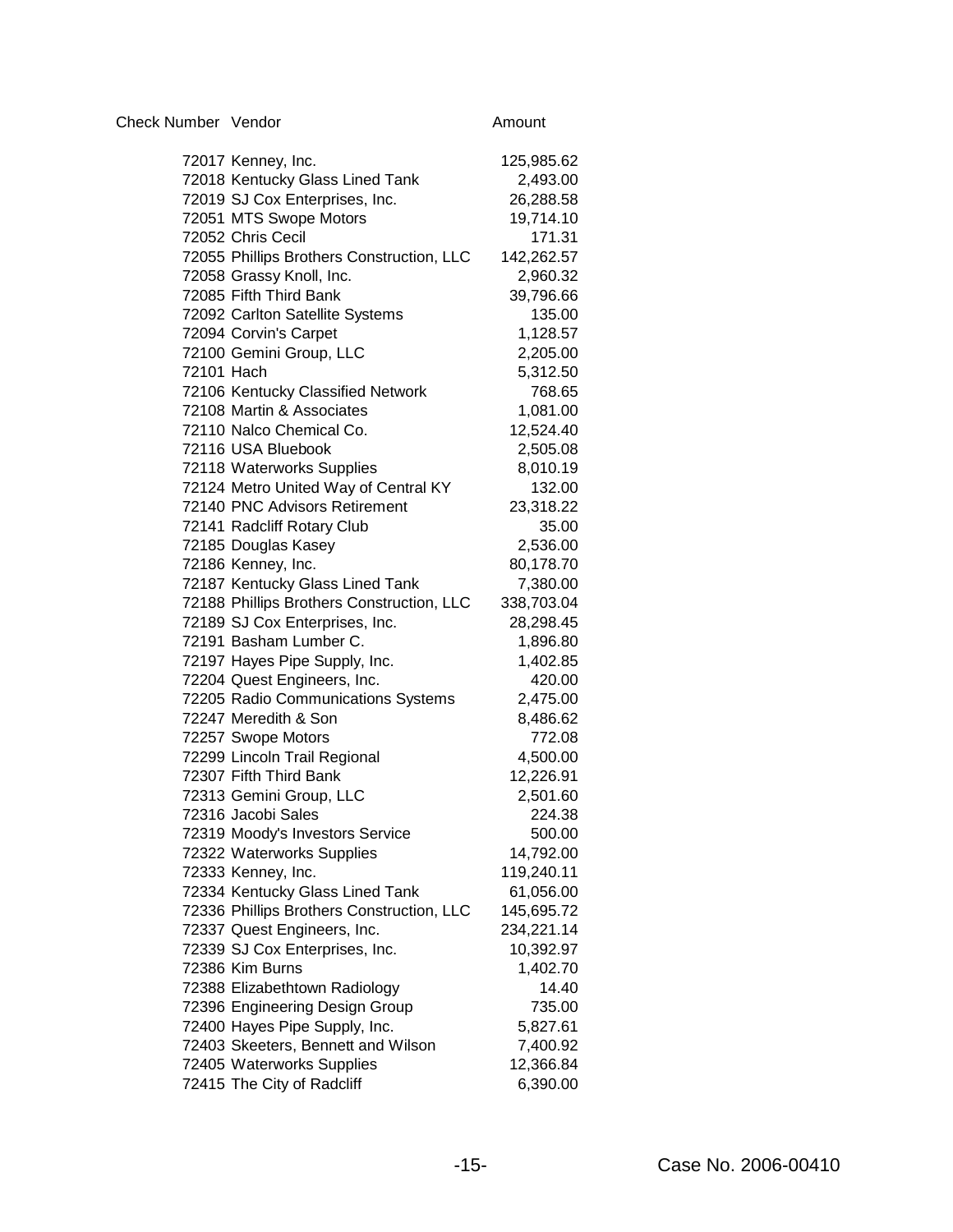| Check Number | Vendor | Amount |
|---|---|---|
| 72017 | Kenney, Inc. | 125,985.62 |
| 72018 | Kentucky Glass Lined Tank | 2,493.00 |
| 72019 | SJ Cox Enterprises, Inc. | 26,288.58 |
| 72051 | MTS Swope Motors | 19,714.10 |
| 72052 | Chris Cecil | 171.31 |
| 72055 | Phillips Brothers Construction, LLC | 142,262.57 |
| 72058 | Grassy Knoll, Inc. | 2,960.32 |
| 72085 | Fifth Third Bank | 39,796.66 |
| 72092 | Carlton Satellite Systems | 135.00 |
| 72094 | Corvin's Carpet | 1,128.57 |
| 72100 | Gemini Group, LLC | 2,205.00 |
| 72101 | Hach | 5,312.50 |
| 72106 | Kentucky Classified Network | 768.65 |
| 72108 | Martin & Associates | 1,081.00 |
| 72110 | Nalco Chemical Co. | 12,524.40 |
| 72116 | USA Bluebook | 2,505.08 |
| 72118 | Waterworks Supplies | 8,010.19 |
| 72124 | Metro United Way of Central KY | 132.00 |
| 72140 | PNC Advisors Retirement | 23,318.22 |
| 72141 | Radcliff Rotary Club | 35.00 |
| 72185 | Douglas Kasey | 2,536.00 |
| 72186 | Kenney, Inc. | 80,178.70 |
| 72187 | Kentucky Glass Lined Tank | 7,380.00 |
| 72188 | Phillips Brothers Construction, LLC | 338,703.04 |
| 72189 | SJ Cox Enterprises, Inc. | 28,298.45 |
| 72191 | Basham Lumber C. | 1,896.80 |
| 72197 | Hayes Pipe Supply, Inc. | 1,402.85 |
| 72204 | Quest Engineers, Inc. | 420.00 |
| 72205 | Radio Communications Systems | 2,475.00 |
| 72247 | Meredith & Son | 8,486.62 |
| 72257 | Swope Motors | 772.08 |
| 72299 | Lincoln Trail Regional | 4,500.00 |
| 72307 | Fifth Third Bank | 12,226.91 |
| 72313 | Gemini Group, LLC | 2,501.60 |
| 72316 | Jacobi Sales | 224.38 |
| 72319 | Moody's Investors Service | 500.00 |
| 72322 | Waterworks Supplies | 14,792.00 |
| 72333 | Kenney, Inc. | 119,240.11 |
| 72334 | Kentucky Glass Lined Tank | 61,056.00 |
| 72336 | Phillips Brothers Construction, LLC | 145,695.72 |
| 72337 | Quest Engineers, Inc. | 234,221.14 |
| 72339 | SJ Cox Enterprises, Inc. | 10,392.97 |
| 72386 | Kim Burns | 1,402.70 |
| 72388 | Elizabethtown Radiology | 14.40 |
| 72396 | Engineering Design Group | 735.00 |
| 72400 | Hayes Pipe Supply, Inc. | 5,827.61 |
| 72403 | Skeeters, Bennett and Wilson | 7,400.92 |
| 72405 | Waterworks Supplies | 12,366.84 |
| 72415 | The City of Radcliff | 6,390.00 |

Case No. 2006-00410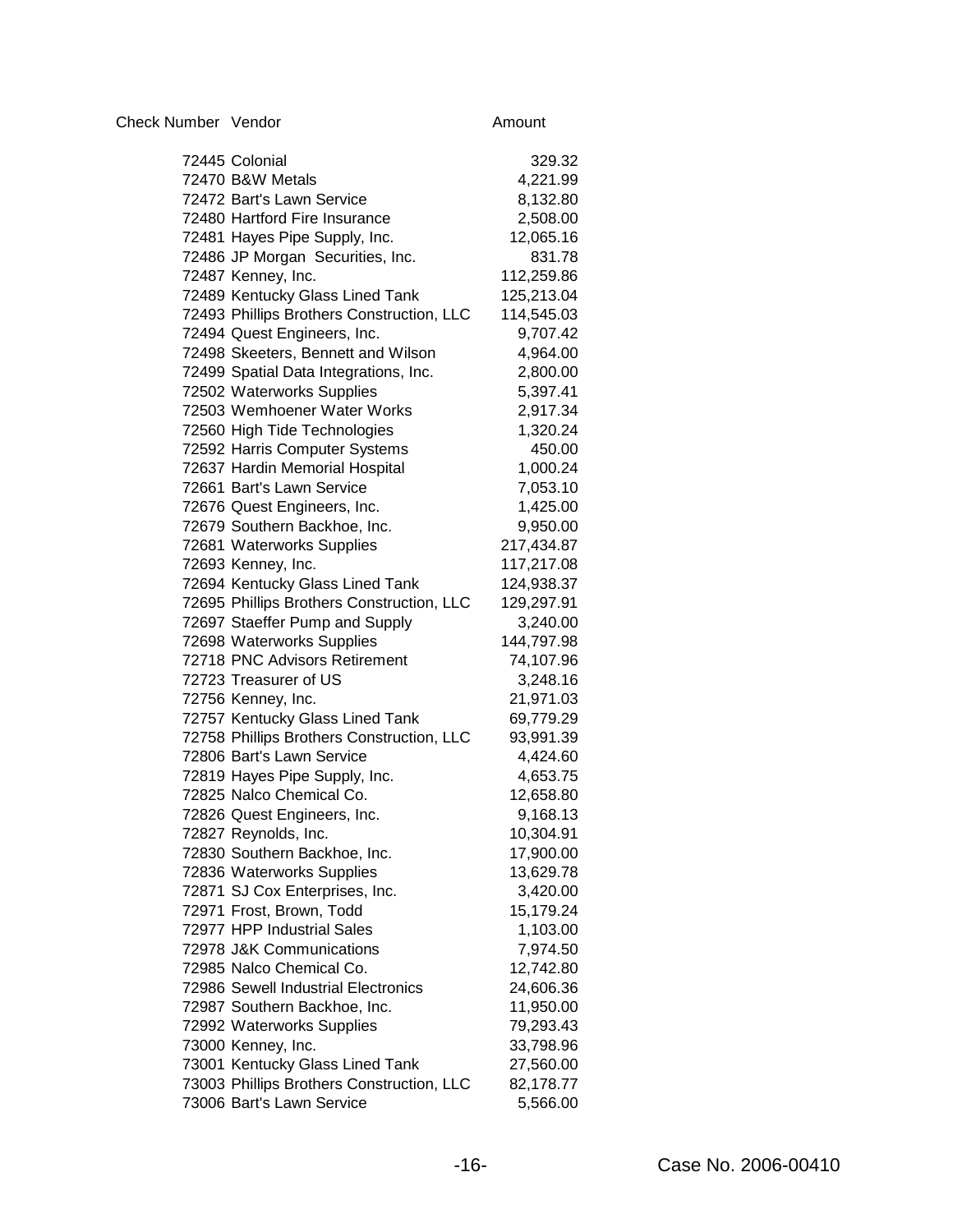| Check Number | Vendor | Amount |
|---|---|---|
| 72445 | Colonial | 329.32 |
| 72470 | B&W Metals | 4,221.99 |
| 72472 | Bart's Lawn Service | 8,132.80 |
| 72480 | Hartford Fire Insurance | 2,508.00 |
| 72481 | Hayes Pipe Supply, Inc. | 12,065.16 |
| 72486 | JP Morgan Securities, Inc. | 831.78 |
| 72487 | Kenney, Inc. | 112,259.86 |
| 72489 | Kentucky Glass Lined Tank | 125,213.04 |
| 72493 | Phillips Brothers Construction, LLC | 114,545.03 |
| 72494 | Quest Engineers, Inc. | 9,707.42 |
| 72498 | Skeeters, Bennett and Wilson | 4,964.00 |
| 72499 | Spatial Data Integrations, Inc. | 2,800.00 |
| 72502 | Waterworks Supplies | 5,397.41 |
| 72503 | Wemhoener Water Works | 2,917.34 |
| 72560 | High Tide Technologies | 1,320.24 |
| 72592 | Harris Computer Systems | 450.00 |
| 72637 | Hardin Memorial Hospital | 1,000.24 |
| 72661 | Bart's Lawn Service | 7,053.10 |
| 72676 | Quest Engineers, Inc. | 1,425.00 |
| 72679 | Southern Backhoe, Inc. | 9,950.00 |
| 72681 | Waterworks Supplies | 217,434.87 |
| 72693 | Kenney, Inc. | 117,217.08 |
| 72694 | Kentucky Glass Lined Tank | 124,938.37 |
| 72695 | Phillips Brothers Construction, LLC | 129,297.91 |
| 72697 | Staeffer Pump and Supply | 3,240.00 |
| 72698 | Waterworks Supplies | 144,797.98 |
| 72718 | PNC Advisors Retirement | 74,107.96 |
| 72723 | Treasurer of US | 3,248.16 |
| 72756 | Kenney, Inc. | 21,971.03 |
| 72757 | Kentucky Glass Lined Tank | 69,779.29 |
| 72758 | Phillips Brothers Construction, LLC | 93,991.39 |
| 72806 | Bart's Lawn Service | 4,424.60 |
| 72819 | Hayes Pipe Supply, Inc. | 4,653.75 |
| 72825 | Nalco Chemical Co. | 12,658.80 |
| 72826 | Quest Engineers, Inc. | 9,168.13 |
| 72827 | Reynolds, Inc. | 10,304.91 |
| 72830 | Southern Backhoe, Inc. | 17,900.00 |
| 72836 | Waterworks Supplies | 13,629.78 |
| 72871 | SJ Cox Enterprises, Inc. | 3,420.00 |
| 72971 | Frost, Brown, Todd | 15,179.24 |
| 72977 | HPP Industrial Sales | 1,103.00 |
| 72978 | J&K Communications | 7,974.50 |
| 72985 | Nalco Chemical Co. | 12,742.80 |
| 72986 | Sewell Industrial Electronics | 24,606.36 |
| 72987 | Southern Backhoe, Inc. | 11,950.00 |
| 72992 | Waterworks Supplies | 79,293.43 |
| 73000 | Kenney, Inc. | 33,798.96 |
| 73001 | Kentucky Glass Lined Tank | 27,560.00 |
| 73003 | Phillips Brothers Construction, LLC | 82,178.77 |
| 73006 | Bart's Lawn Service | 5,566.00 |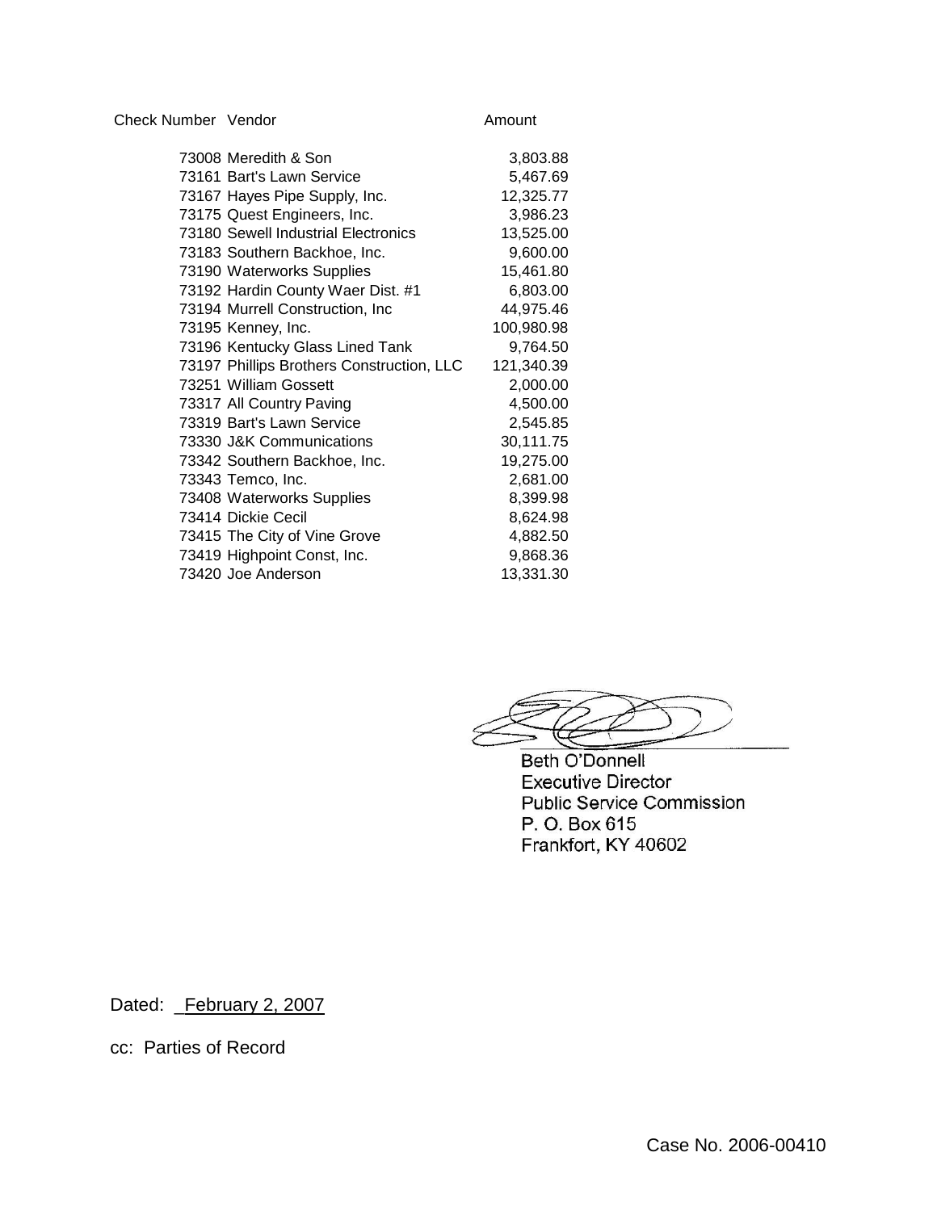| Check Number | Vendor | Amount |
|---|---|---|
| 73008 | Meredith & Son | 3,803.88 |
| 73161 | Bart's Lawn Service | 5,467.69 |
| 73167 | Hayes Pipe Supply, Inc. | 12,325.77 |
| 73175 | Quest Engineers, Inc. | 3,986.23 |
| 73180 | Sewell Industrial Electronics | 13,525.00 |
| 73183 | Southern Backhoe, Inc. | 9,600.00 |
| 73190 | Waterworks Supplies | 15,461.80 |
| 73192 | Hardin County Waer Dist. #1 | 6,803.00 |
| 73194 | Murrell Construction, Inc | 44,975.46 |
| 73195 | Kenney, Inc. | 100,980.98 |
| 73196 | Kentucky Glass Lined Tank | 9,764.50 |
| 73197 | Phillips Brothers Construction, LLC | 121,340.39 |
| 73251 | William Gossett | 2,000.00 |
| 73317 | All Country Paving | 4,500.00 |
| 73319 | Bart's Lawn Service | 2,545.85 |
| 73330 | J&K Communications | 30,111.75 |
| 73342 | Southern Backhoe, Inc. | 19,275.00 |
| 73343 | Temco, Inc. | 2,681.00 |
| 73408 | Waterworks Supplies | 8,399.98 |
| 73414 | Dickie Cecil | 8,624.98 |
| 73415 | The City of Vine Grove | 4,882.50 |
| 73419 | Highpoint Const, Inc. | 9,868.36 |
| 73420 | Joe Anderson | 13,331.30 |

Beth O'Donnell
Executive Director
Public Service Commission
P. O. Box 615
Frankfort, KY 40602

Dated: February 2, 2007

cc: Parties of Record

Case No. 2006-00410